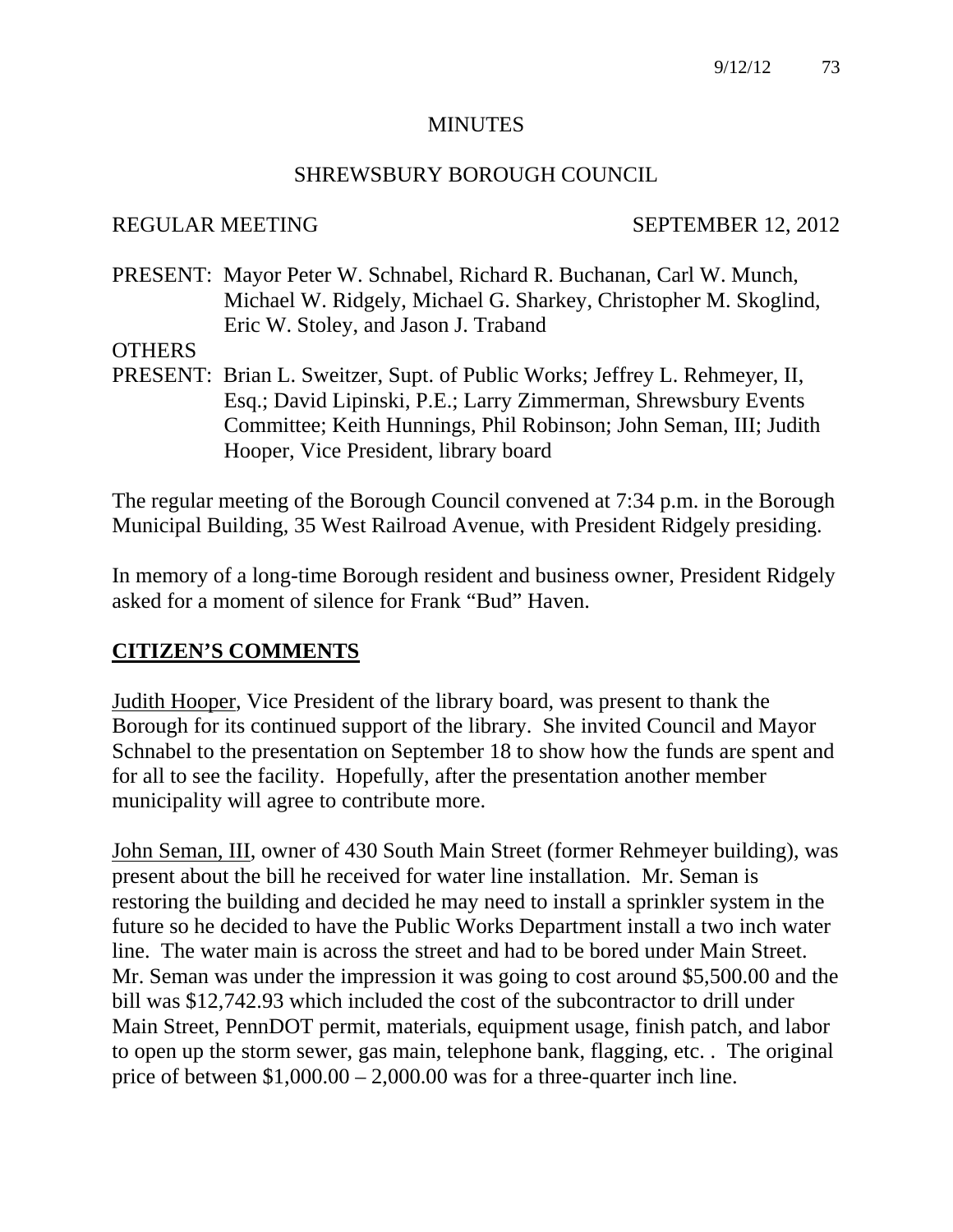MINUTES

SHREWSBURY BOROUGH COUNCIL

REGULAR MEETING SEPTEMBER 12, 2012

PRESENT: Mayor Peter W. Schnabel, Richard R. Buchanan, Carl W. Munch, Michael W. Ridgely, Michael G. Sharkey, Christopher M. Skoglind, Eric W. Stoley, and Jason J. Traband

OTHERS PRESENT: Brian L. Sweitzer, Supt. of Public Works; Jeffrey L. Rehmeyer, II, Esq.; David Lipinski, P.E.; Larry Zimmerman, Shrewsbury Events Committee; Keith Hunnings, Phil Robinson; John Seman, III; Judith Hooper, Vice President, library board

The regular meeting of the Borough Council convened at 7:34 p.m. in the Borough Municipal Building, 35 West Railroad Avenue, with President Ridgely presiding.

In memory of a long-time Borough resident and business owner, President Ridgely asked for a moment of silence for Frank "Bud" Haven.

## CITIZEN'S COMMENTS

Judith Hooper, Vice President of the library board, was present to thank the Borough for its continued support of the library. She invited Council and Mayor Schnabel to the presentation on September 18 to show how the funds are spent and for all to see the facility. Hopefully, after the presentation another member municipality will agree to contribute more.

John Seman, III, owner of 430 South Main Street (former Rehmeyer building), was present about the bill he received for water line installation. Mr. Seman is restoring the building and decided he may need to install a sprinkler system in the future so he decided to have the Public Works Department install a two inch water line. The water main is across the street and had to be bored under Main Street. Mr. Seman was under the impression it was going to cost around $5,500.00 and the bill was $12,742.93 which included the cost of the subcontractor to drill under Main Street, PennDOT permit, materials, equipment usage, finish patch, and labor to open up the storm sewer, gas main, telephone bank, flagging, etc. . The original price of between $1,000.00 – 2,000.00 was for a three-quarter inch line.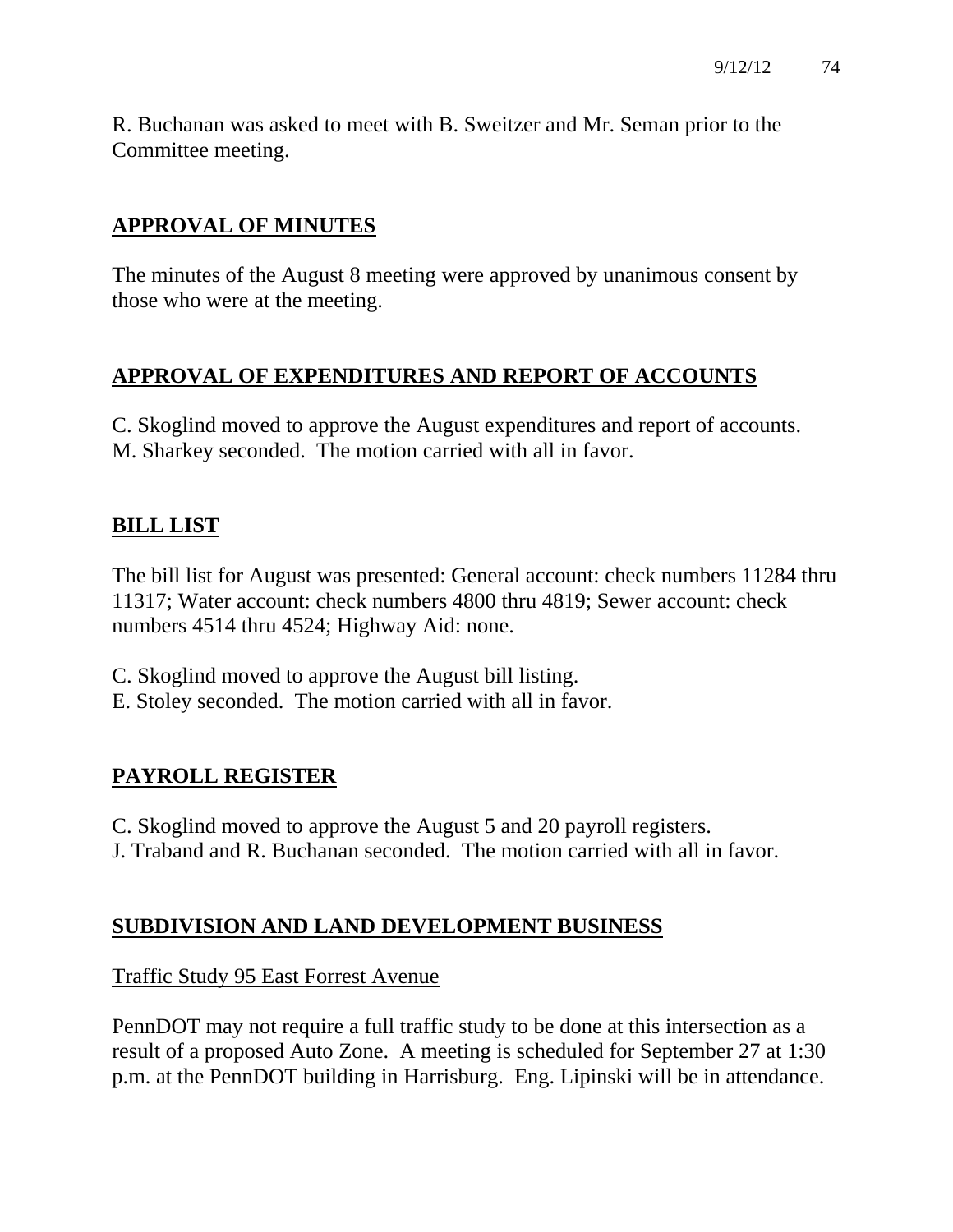R. Buchanan was asked to meet with B. Sweitzer and Mr. Seman prior to the Committee meeting.

## APPROVAL OF MINUTES

The minutes of the August 8 meeting were approved by unanimous consent by those who were at the meeting.

## APPROVAL OF EXPENDITURES AND REPORT OF ACCOUNTS

C. Skoglind moved to approve the August expenditures and report of accounts.
M. Sharkey seconded. The motion carried with all in favor.

## BILL LIST

The bill list for August was presented: General account: check numbers 11284 thru 11317; Water account: check numbers 4800 thru 4819; Sewer account: check numbers 4514 thru 4524; Highway Aid: none.

C. Skoglind moved to approve the August bill listing.
E. Stoley seconded. The motion carried with all in favor.

## PAYROLL REGISTER

C. Skoglind moved to approve the August 5 and 20 payroll registers.
J. Traband and R. Buchanan seconded. The motion carried with all in favor.

## SUBDIVISION AND LAND DEVELOPMENT BUSINESS

### Traffic Study 95 East Forrest Avenue

PennDOT may not require a full traffic study to be done at this intersection as a result of a proposed Auto Zone. A meeting is scheduled for September 27 at 1:30 p.m. at the PennDOT building in Harrisburg. Eng. Lipinski will be in attendance.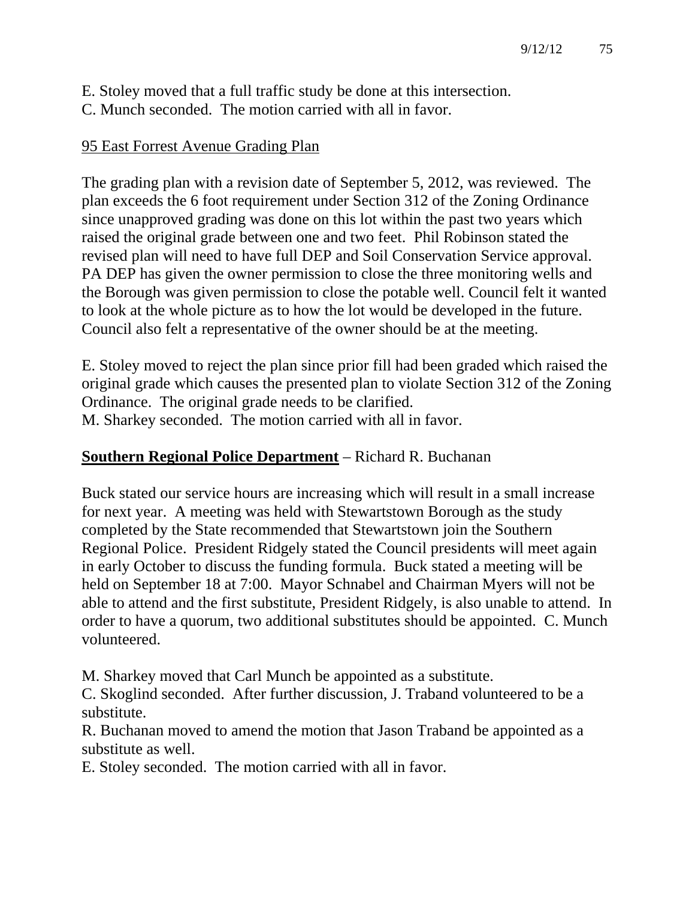E. Stoley moved that a full traffic study be done at this intersection.
C. Munch seconded. The motion carried with all in favor.

<u>95 East Forrest Avenue Grading Plan</u>

The grading plan with a revision date of September 5, 2012, was reviewed. The plan exceeds the 6 foot requirement under Section 312 of the Zoning Ordinance since unapproved grading was done on this lot within the past two years which raised the original grade between one and two feet. Phil Robinson stated the revised plan will need to have full DEP and Soil Conservation Service approval. PA DEP has given the owner permission to close the three monitoring wells and the Borough was given permission to close the potable well. Council felt it wanted to look at the whole picture as to how the lot would be developed in the future. Council also felt a representative of the owner should be at the meeting.

E. Stoley moved to reject the plan since prior fill had been graded which raised the original grade which causes the presented plan to violate Section 312 of the Zoning Ordinance. The original grade needs to be clarified.
M. Sharkey seconded. The motion carried with all in favor.

**<u>Southern Regional Police Department</u>** – Richard R. Buchanan

Buck stated our service hours are increasing which will result in a small increase for next year. A meeting was held with Stewartstown Borough as the study completed by the State recommended that Stewartstown join the Southern Regional Police. President Ridgely stated the Council presidents will meet again in early October to discuss the funding formula. Buck stated a meeting will be held on September 18 at 7:00. Mayor Schnabel and Chairman Myers will not be able to attend and the first substitute, President Ridgely, is also unable to attend. In order to have a quorum, two additional substitutes should be appointed. C. Munch volunteered.

M. Sharkey moved that Carl Munch be appointed as a substitute.
C. Skoglind seconded. After further discussion, J. Traband volunteered to be a substitute.
R. Buchanan moved to amend the motion that Jason Traband be appointed as a substitute as well.
E. Stoley seconded. The motion carried with all in favor.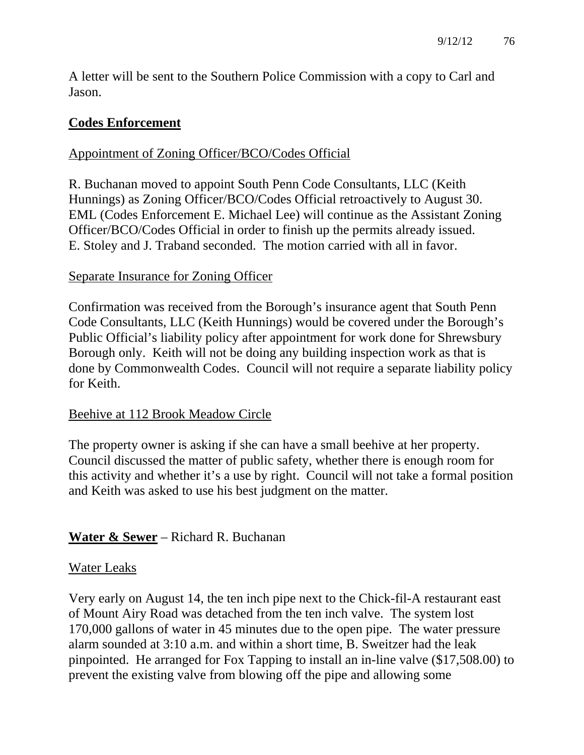A letter will be sent to the Southern Police Commission with a copy to Carl and Jason.

## **Codes Enforcement**

### Appointment of Zoning Officer/BCO/Codes Official

R. Buchanan moved to appoint South Penn Code Consultants, LLC (Keith Hunnings) as Zoning Officer/BCO/Codes Official retroactively to August 30. EML (Codes Enforcement E. Michael Lee) will continue as the Assistant Zoning Officer/BCO/Codes Official in order to finish up the permits already issued. E. Stoley and J. Traband seconded. The motion carried with all in favor.

### Separate Insurance for Zoning Officer

Confirmation was received from the Borough's insurance agent that South Penn Code Consultants, LLC (Keith Hunnings) would be covered under the Borough's Public Official's liability policy after appointment for work done for Shrewsbury Borough only. Keith will not be doing any building inspection work as that is done by Commonwealth Codes. Council will not require a separate liability policy for Keith.

### Beehive at 112 Brook Meadow Circle

The property owner is asking if she can have a small beehive at her property. Council discussed the matter of public safety, whether there is enough room for this activity and whether it's a use by right. Council will not take a formal position and Keith was asked to use his best judgment on the matter.

## **Water & Sewer** – Richard R. Buchanan

### Water Leaks

Very early on August 14, the ten inch pipe next to the Chick-fil-A restaurant east of Mount Airy Road was detached from the ten inch valve. The system lost 170,000 gallons of water in 45 minutes due to the open pipe. The water pressure alarm sounded at 3:10 a.m. and within a short time, B. Sweitzer had the leak pinpointed. He arranged for Fox Tapping to install an in-line valve ($17,508.00) to prevent the existing valve from blowing off the pipe and allowing some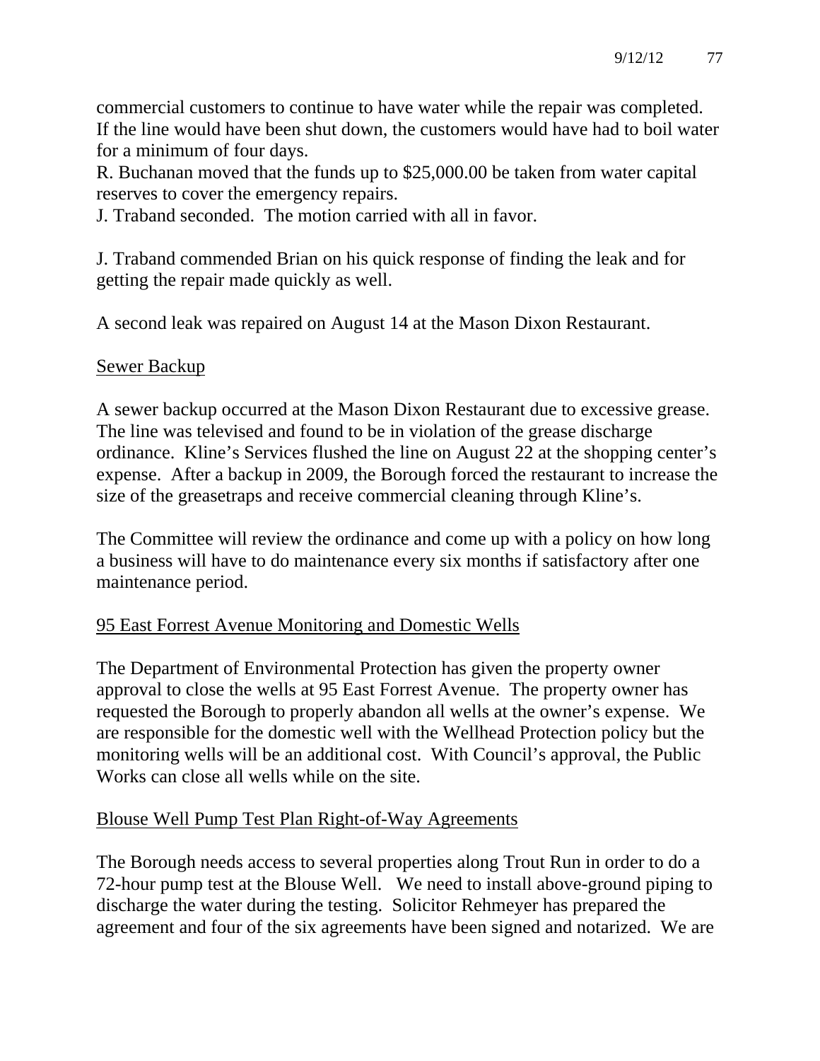commercial customers to continue to have water while the repair was completed. If the line would have been shut down, the customers would have had to boil water for a minimum of four days.

R. Buchanan moved that the funds up to $25,000.00 be taken from water capital reserves to cover the emergency repairs.

J. Traband seconded. The motion carried with all in favor.

J. Traband commended Brian on his quick response of finding the leak and for getting the repair made quickly as well.

A second leak was repaired on August 14 at the Mason Dixon Restaurant.

## Sewer Backup

A sewer backup occurred at the Mason Dixon Restaurant due to excessive grease. The line was televised and found to be in violation of the grease discharge ordinance. Kline's Services flushed the line on August 22 at the shopping center's expense. After a backup in 2009, the Borough forced the restaurant to increase the size of the greasetraps and receive commercial cleaning through Kline's.

The Committee will review the ordinance and come up with a policy on how long a business will have to do maintenance every six months if satisfactory after one maintenance period.

## 95 East Forrest Avenue Monitoring and Domestic Wells

The Department of Environmental Protection has given the property owner approval to close the wells at 95 East Forrest Avenue. The property owner has requested the Borough to properly abandon all wells at the owner's expense. We are responsible for the domestic well with the Wellhead Protection policy but the monitoring wells will be an additional cost. With Council's approval, the Public Works can close all wells while on the site.

## Blouse Well Pump Test Plan Right-of-Way Agreements

The Borough needs access to several properties along Trout Run in order to do a 72-hour pump test at the Blouse Well. We need to install above-ground piping to discharge the water during the testing. Solicitor Rehmeyer has prepared the agreement and four of the six agreements have been signed and notarized. We are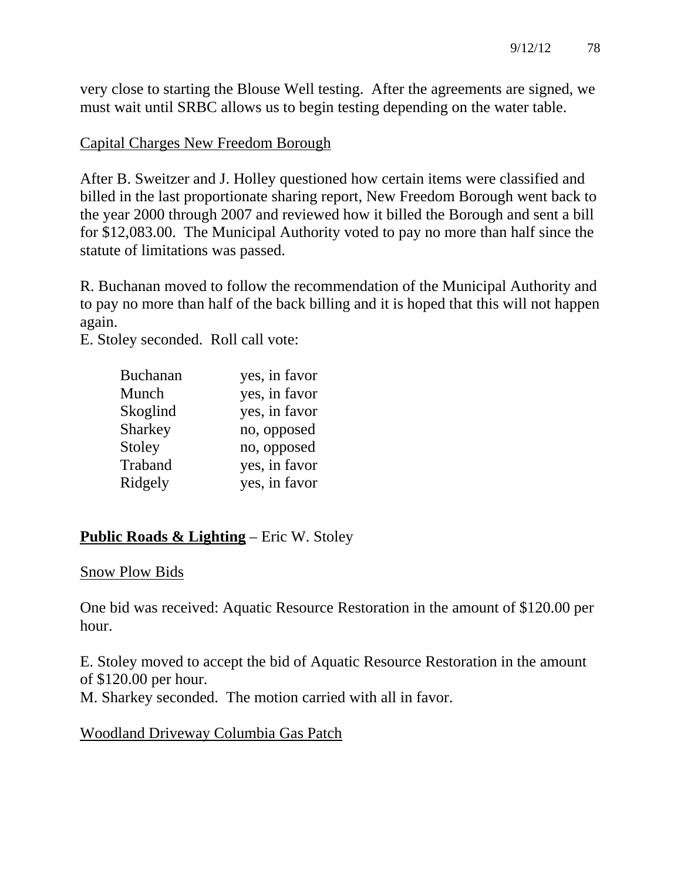very close to starting the Blouse Well testing. After the agreements are signed, we must wait until SRBC allows us to begin testing depending on the water table.

<u>Capital Charges New Freedom Borough</u>

After B. Sweitzer and J. Holley questioned how certain items were classified and billed in the last proportionate sharing report, New Freedom Borough went back to the year 2000 through 2007 and reviewed how it billed the Borough and sent a bill for $12,083.00. The Municipal Authority voted to pay no more than half since the statute of limitations was passed.

R. Buchanan moved to follow the recommendation of the Municipal Authority and to pay no more than half of the back billing and it is hoped that this will not happen again.
E. Stoley seconded. Roll call vote:

| | |
|---|---|
| Buchanan | yes, in favor |
| Munch | yes, in favor |
| Skoglind | yes, in favor |
| Sharkey | no, opposed |
| Stoley | no, opposed |
| Traband | yes, in favor |
| Ridgely | yes, in favor |

**<u>Public Roads & Lighting</u>** – Eric W. Stoley

<u>Snow Plow Bids</u>

One bid was received: Aquatic Resource Restoration in the amount of $120.00 per hour.

E. Stoley moved to accept the bid of Aquatic Resource Restoration in the amount of $120.00 per hour.
M. Sharkey seconded. The motion carried with all in favor.

<u>Woodland Driveway Columbia Gas Patch</u>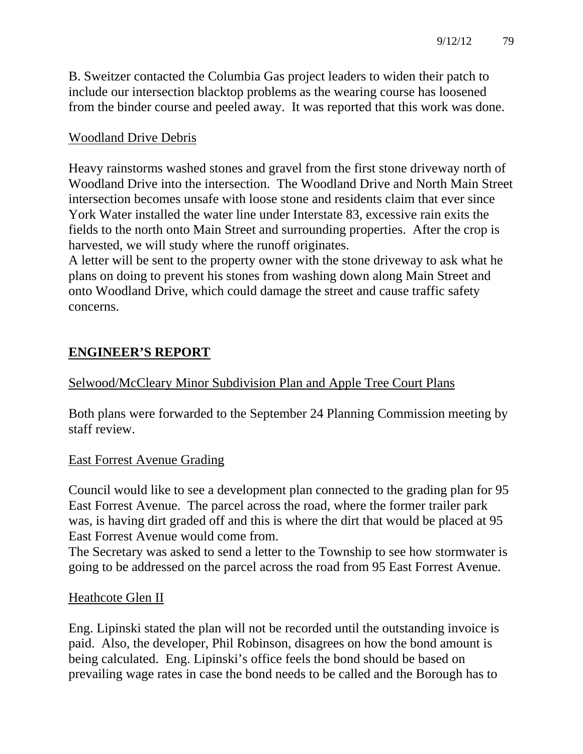B. Sweitzer contacted the Columbia Gas project leaders to widen their patch to include our intersection blacktop problems as the wearing course has loosened from the binder course and peeled away. It was reported that this work was done.

Woodland Drive Debris

Heavy rainstorms washed stones and gravel from the first stone driveway north of Woodland Drive into the intersection. The Woodland Drive and North Main Street intersection becomes unsafe with loose stone and residents claim that ever since York Water installed the water line under Interstate 83, excessive rain exits the fields to the north onto Main Street and surrounding properties. After the crop is harvested, we will study where the runoff originates.

A letter will be sent to the property owner with the stone driveway to ask what he plans on doing to prevent his stones from washing down along Main Street and onto Woodland Drive, which could damage the street and cause traffic safety concerns.

## ENGINEER'S REPORT

Selwood/McCleary Minor Subdivision Plan and Apple Tree Court Plans

Both plans were forwarded to the September 24 Planning Commission meeting by staff review.

East Forrest Avenue Grading

Council would like to see a development plan connected to the grading plan for 95 East Forrest Avenue. The parcel across the road, where the former trailer park was, is having dirt graded off and this is where the dirt that would be placed at 95 East Forrest Avenue would come from.

The Secretary was asked to send a letter to the Township to see how stormwater is going to be addressed on the parcel across the road from 95 East Forrest Avenue.

Heathcote Glen II

Eng. Lipinski stated the plan will not be recorded until the outstanding invoice is paid. Also, the developer, Phil Robinson, disagrees on how the bond amount is being calculated. Eng. Lipinski's office feels the bond should be based on prevailing wage rates in case the bond needs to be called and the Borough has to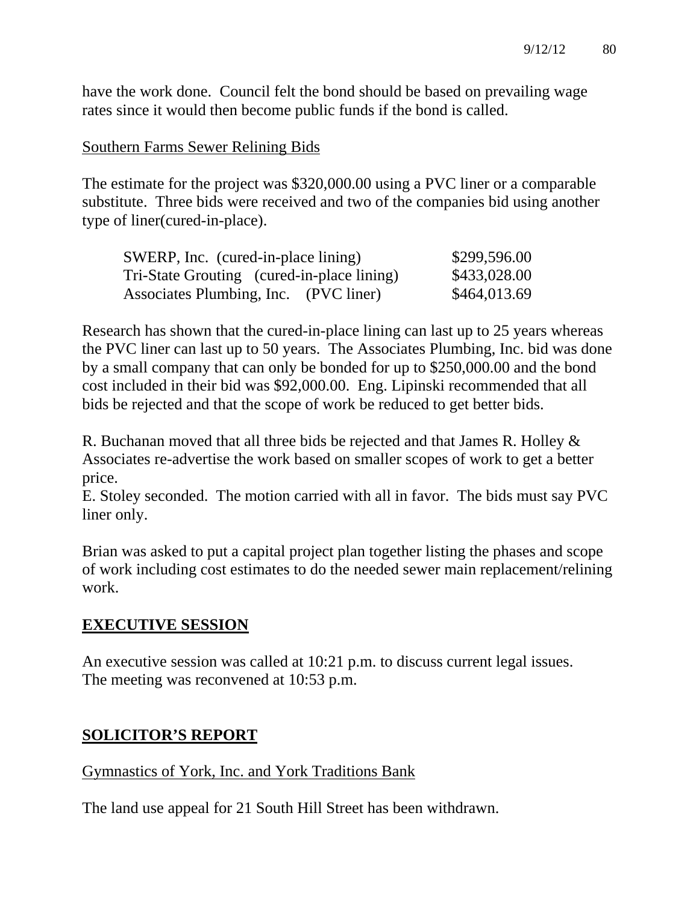have the work done. Council felt the bond should be based on prevailing wage rates since it would then become public funds if the bond is called.

Southern Farms Sewer Relining Bids

The estimate for the project was $320,000.00 using a PVC liner or a comparable substitute. Three bids were received and two of the companies bid using another type of liner(cured-in-place).

| | |
|---|---|
| SWERP, Inc. (cured-in-place lining) | $299,596.00 |
| Tri-State Grouting (cured-in-place lining) | $433,028.00 |
| Associates Plumbing, Inc. (PVC liner) | $464,013.69 |

Research has shown that the cured-in-place lining can last up to 25 years whereas the PVC liner can last up to 50 years. The Associates Plumbing, Inc. bid was done by a small company that can only be bonded for up to $250,000.00 and the bond cost included in their bid was $92,000.00. Eng. Lipinski recommended that all bids be rejected and that the scope of work be reduced to get better bids.

R. Buchanan moved that all three bids be rejected and that James R. Holley & Associates re-advertise the work based on smaller scopes of work to get a better price.
E. Stoley seconded. The motion carried with all in favor. The bids must say PVC liner only.

Brian was asked to put a capital project plan together listing the phases and scope of work including cost estimates to do the needed sewer main replacement/relining work.

## EXECUTIVE SESSION

An executive session was called at 10:21 p.m. to discuss current legal issues.
The meeting was reconvened at 10:53 p.m.

## SOLICITOR'S REPORT

Gymnastics of York, Inc. and York Traditions Bank

The land use appeal for 21 South Hill Street has been withdrawn.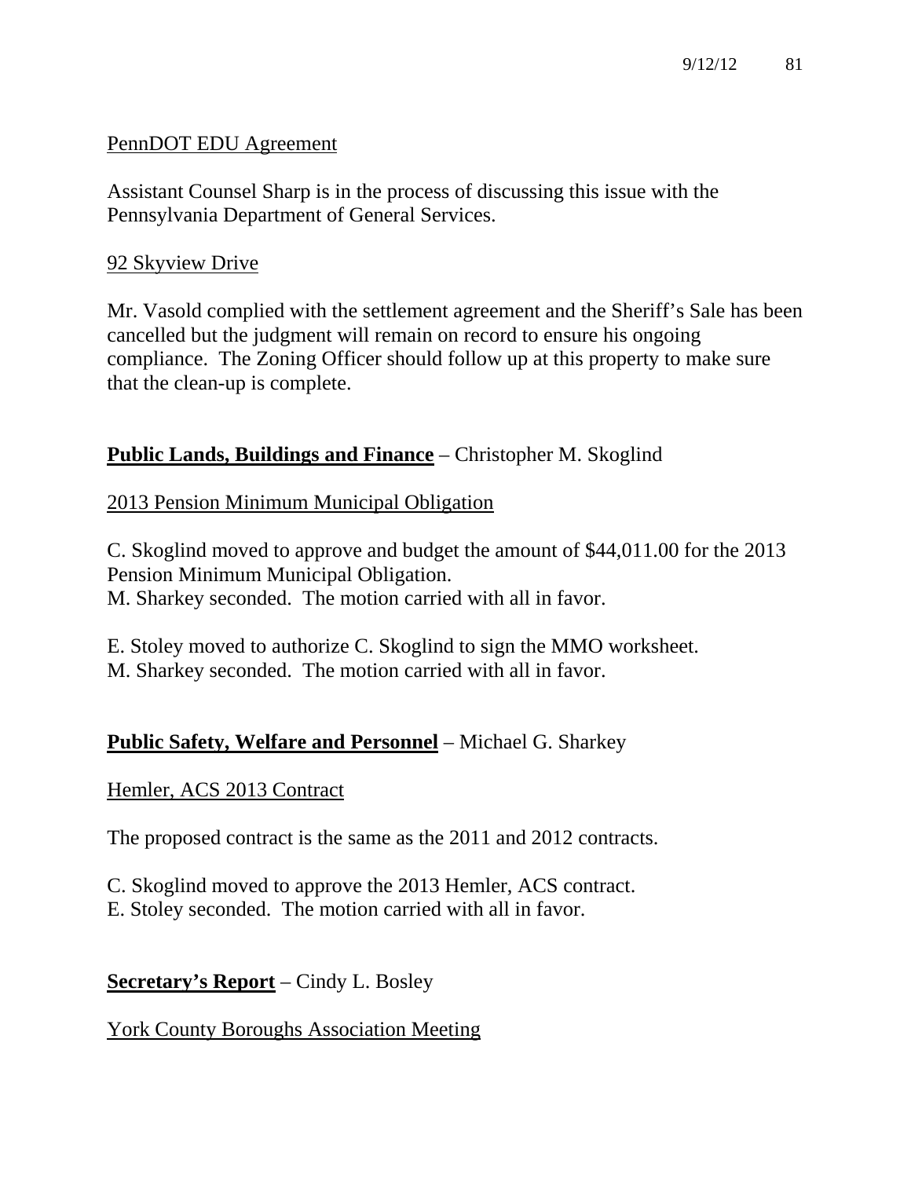PennDOT EDU Agreement

Assistant Counsel Sharp is in the process of discussing this issue with the Pennsylvania Department of General Services.

92 Skyview Drive

Mr. Vasold complied with the settlement agreement and the Sheriff's Sale has been cancelled but the judgment will remain on record to ensure his ongoing compliance. The Zoning Officer should follow up at this property to make sure that the clean-up is complete.

**Public Lands, Buildings and Finance** – Christopher M. Skoglind

2013 Pension Minimum Municipal Obligation

C. Skoglind moved to approve and budget the amount of $44,011.00 for the 2013 Pension Minimum Municipal Obligation.
M. Sharkey seconded. The motion carried with all in favor.

E. Stoley moved to authorize C. Skoglind to sign the MMO worksheet.
M. Sharkey seconded. The motion carried with all in favor.

**Public Safety, Welfare and Personnel** – Michael G. Sharkey

Hemler, ACS 2013 Contract

The proposed contract is the same as the 2011 and 2012 contracts.

C. Skoglind moved to approve the 2013 Hemler, ACS contract.
E. Stoley seconded. The motion carried with all in favor.

**Secretary's Report** – Cindy L. Bosley

York County Boroughs Association Meeting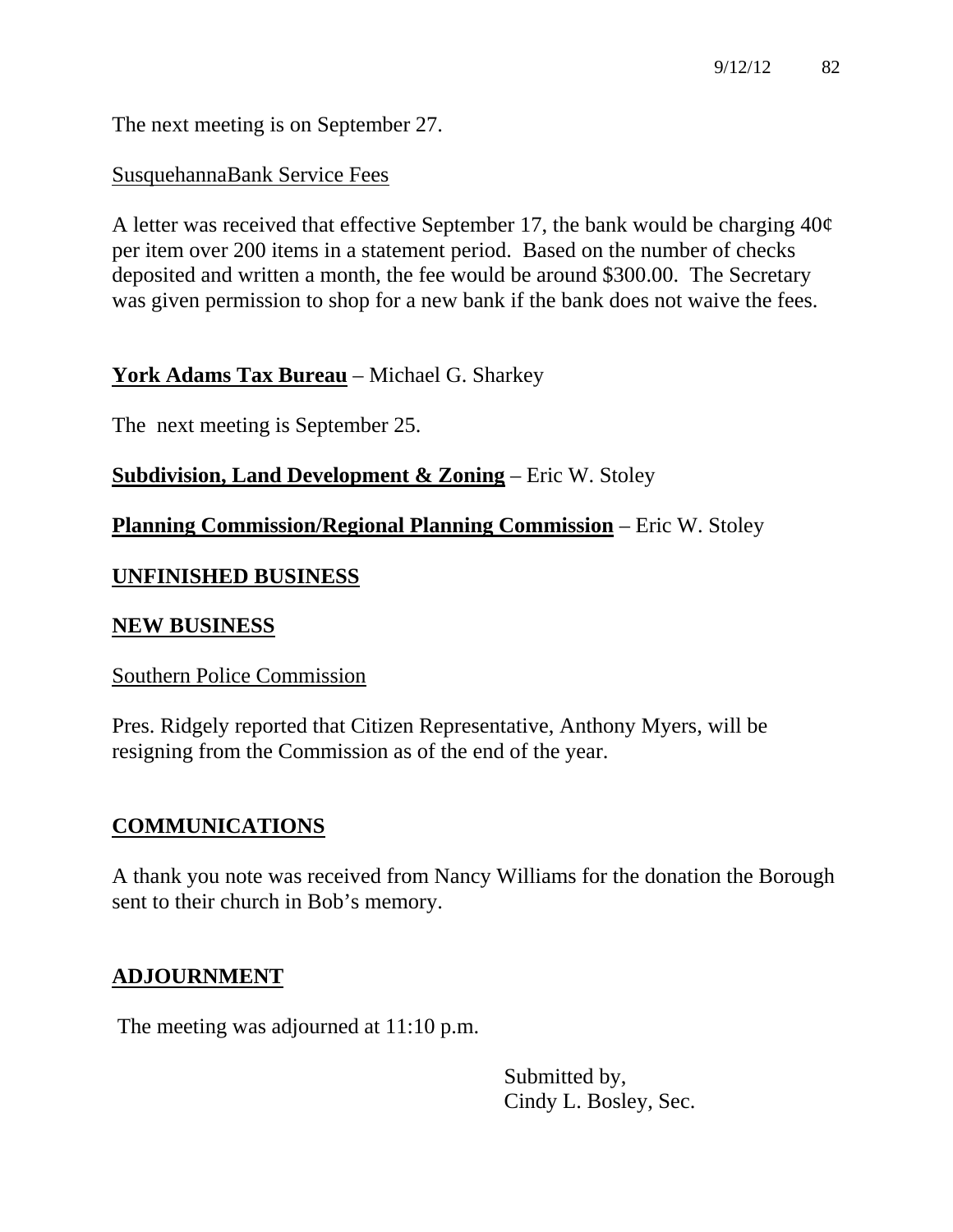The next meeting is on September 27.

SusquehannaBank Service Fees

A letter was received that effective September 17, the bank would be charging 40¢ per item over 200 items in a statement period. Based on the number of checks deposited and written a month, the fee would be around $300.00. The Secretary was given permission to shop for a new bank if the bank does not waive the fees.

**York Adams Tax Bureau** – Michael G. Sharkey

The next meeting is September 25.

**Subdivision, Land Development & Zoning** – Eric W. Stoley

**Planning Commission/Regional Planning Commission** – Eric W. Stoley

## UNFINISHED BUSINESS

## NEW BUSINESS

Southern Police Commission

Pres. Ridgely reported that Citizen Representative, Anthony Myers, will be resigning from the Commission as of the end of the year.

## COMMUNICATIONS

A thank you note was received from Nancy Williams for the donation the Borough sent to their church in Bob's memory.

## ADJOURNMENT

The meeting was adjourned at 11:10 p.m.

Submitted by,
Cindy L. Bosley, Sec.